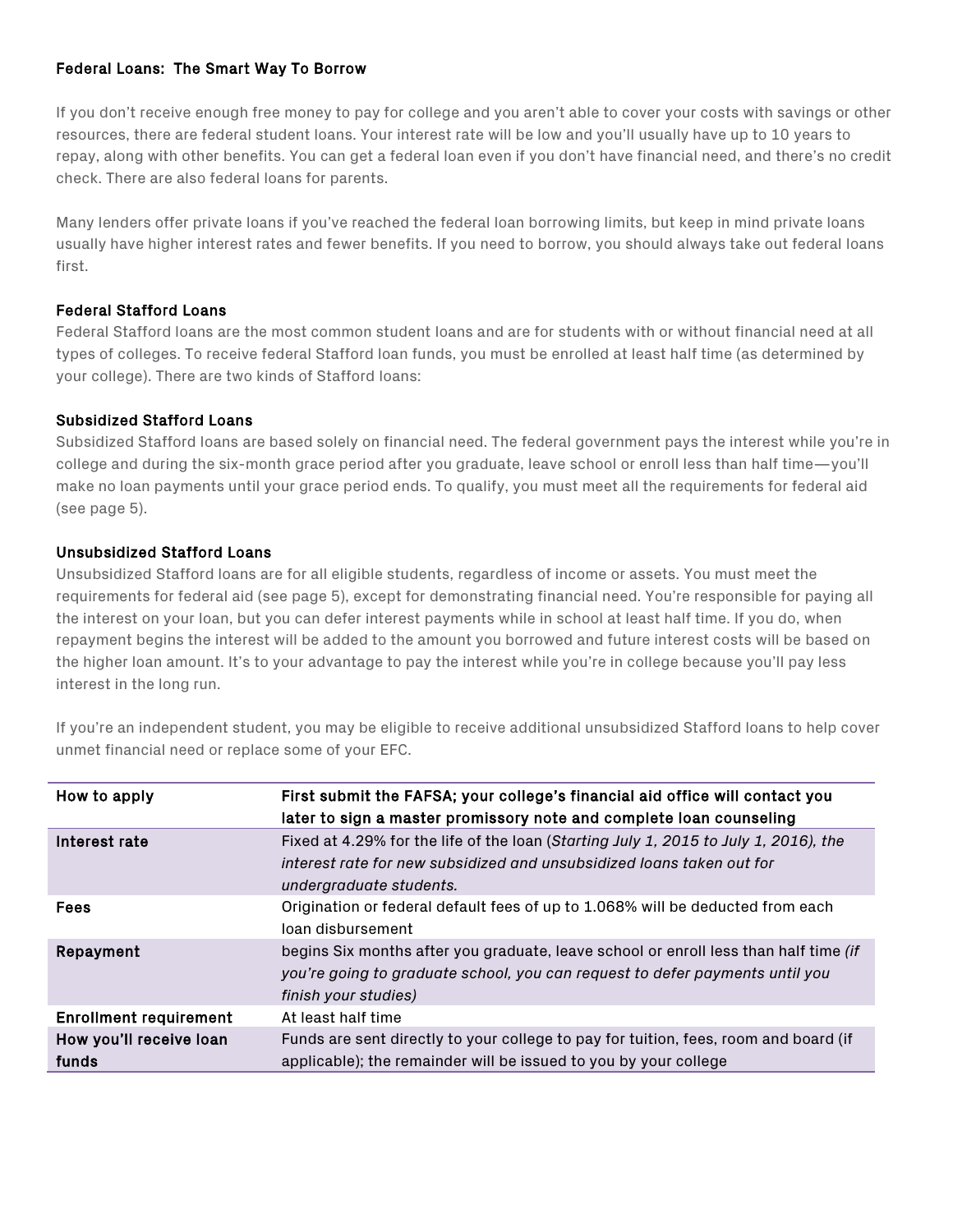## Federal Loans: The Smart Way To Borrow

If you don't receive enough free money to pay for college and you aren't able to cover your costs with savings or other resources, there are federal student loans. Your interest rate will be low and you'll usually have up to 10 years to repay, along with other benefits. You can get a federal loan even if you don't have financial need, and there's no credit check. There are also federal loans for parents.

Many lenders offer private loans if you've reached the federal loan borrowing limits, but keep in mind private loans usually have higher interest rates and fewer benefits. If you need to borrow, you should always take out federal loans first.

### Federal Stafford Loans

Federal Stafford loans are the most common student loans and are for students with or without financial need at all types of colleges. To receive federal Stafford loan funds, you must be enrolled at least half time (as determined by your college). There are two kinds of Stafford loans:

### Subsidized Stafford Loans

Subsidized Stafford loans are based solely on financial need. The federal government pays the interest while you're in college and during the six-month grace period after you graduate, leave school or enroll less than half time—you'll make no loan payments until your grace period ends. To qualify, you must meet all the requirements for federal aid (see page 5).

### Unsubsidized Stafford Loans

Unsubsidized Stafford loans are for all eligible students, regardless of income or assets. You must meet the requirements for federal aid (see page 5), except for demonstrating financial need. You're responsible for paying all the interest on your loan, but you can defer interest payments while in school at least half time. If you do, when repayment begins the interest will be added to the amount you borrowed and future interest costs will be based on the higher loan amount. It's to your advantage to pay the interest while you're in college because you'll pay less interest in the long run.

If you're an independent student, you may be eligible to receive additional unsubsidized Stafford loans to help cover unmet financial need or replace some of your EFC.

| How to apply | First submit the FAFSA; your college's financial aid office will contact you later to sign a master promissory note and complete loan counseling |
|---|---|
| Interest rate | Fixed at 4.29% for the life of the loan (*Starting July 1, 2015 to July 1, 2016), the interest rate for new subsidized and unsubsidized loans taken out for undergraduate students.* |
| Fees | Origination or federal default fees of up to 1.068% will be deducted from each loan disbursement |
| Repayment | begins Six months after you graduate, leave school or enroll less than half time *(if you're going to graduate school, you can request to defer payments until you finish your studies)* |
| Enrollment requirement | At least half time |
| How you'll receive loan funds | Funds are sent directly to your college to pay for tuition, fees, room and board (if applicable); the remainder will be issued to you by your college |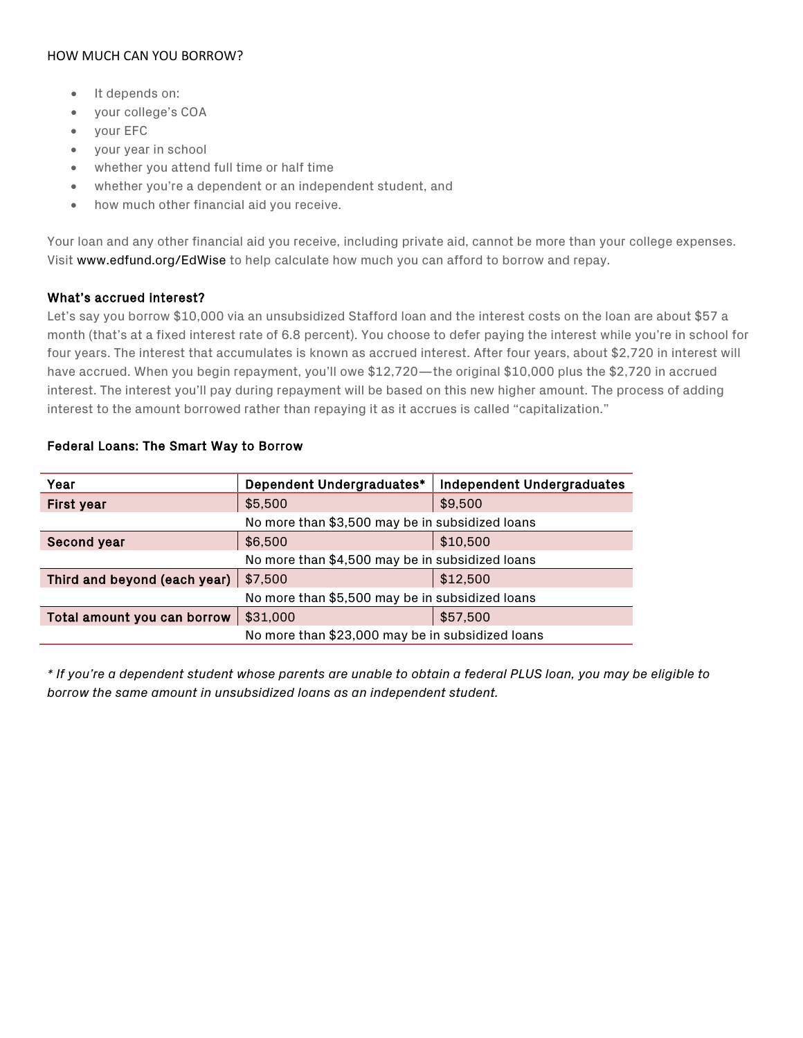HOW MUCH CAN YOU BORROW?

- It depends on:
- your college's COA
- your EFC
- your year in school
- whether you attend full time or half time
- whether you're a dependent or an independent student, and
- how much other financial aid you receive.

Your loan and any other financial aid you receive, including private aid, cannot be more than your college expenses. Visit www.edfund.org/EdWise to help calculate how much you can afford to borrow and repay.

**What's accrued interest?**

Let's say you borrow $10,000 via an unsubsidized Stafford loan and the interest costs on the loan are about $57 a month (that's at a fixed interest rate of 6.8 percent). You choose to defer paying the interest while you're in school for four years. The interest that accumulates is known as accrued interest. After four years, about $2,720 in interest will have accrued. When you begin repayment, you'll owe $12,720—the original $10,000 plus the $2,720 in accrued interest. The interest you'll pay during repayment will be based on this new higher amount. The process of adding interest to the amount borrowed rather than repaying it as it accrues is called "capitalization."

**Federal Loans: The Smart Way to Borrow**

| Year | Dependent Undergraduates* | Independent Undergraduates |
|---|---|---|
| **First year** | $5,500 | $9,500 |
| | No more than $3,500 may be in subsidized loans | |
| **Second year** | $6,500 | $10,500 |
| | No more than $4,500 may be in subsidized loans | |
| **Third and beyond (each year)** | $7,500 | $12,500 |
| | No more than $5,500 may be in subsidized loans | |
| **Total amount you can borrow** | $31,000 | $57,500 |
| | No more than $23,000 may be in subsidized loans | |

*\* If you're a dependent student whose parents are unable to obtain a federal PLUS loan, you may be eligible to borrow the same amount in unsubsidized loans as an independent student.*